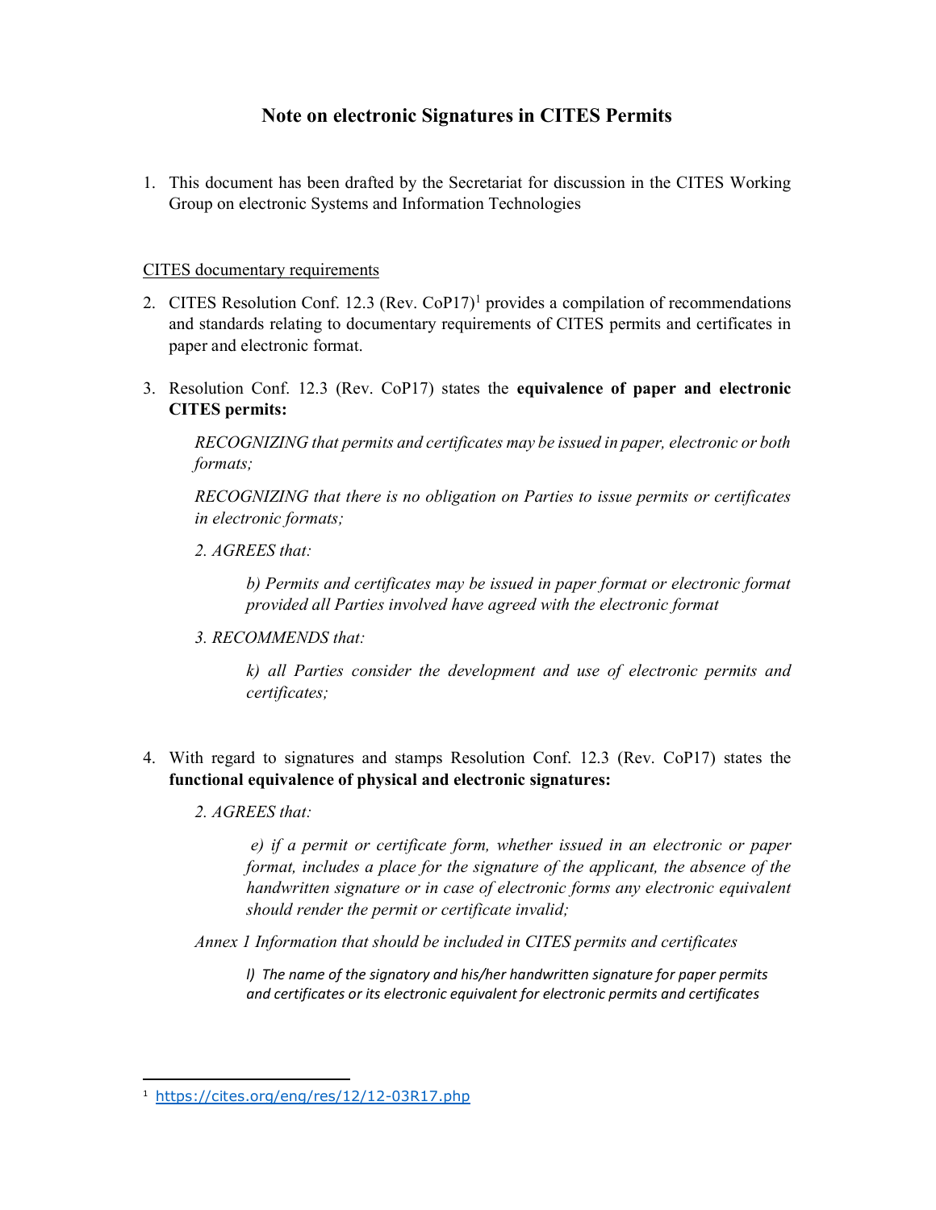# Note on electronic Signatures in CITES Permits

1. This document has been drafted by the Secretariat for discussion in the CITES Working Group on electronic Systems and Information Technologies

<u>CITES documentary requirements</u>

2. CITES Resolution Conf. 12.3 (Rev. CoP17)[1] provides a compilation of recommendations and standards relating to documentary requirements of CITES permits and certificates in paper and electronic format.

3. Resolution Conf. 12.3 (Rev. CoP17) states the **equivalence of paper and electronic CITES permits:**

   *RECOGNIZING that permits and certificates may be issued in paper, electronic or both formats;*

   *RECOGNIZING that there is no obligation on Parties to issue permits or certificates in electronic formats;*

   *2. AGREES that:*

   > *b) Permits and certificates may be issued in paper format or electronic format provided all Parties involved have agreed with the electronic format*

   *3. RECOMMENDS that:*

   > *k) all Parties consider the development and use of electronic permits and certificates;*

4. With regard to signatures and stamps Resolution Conf. 12.3 (Rev. CoP17) states the **functional equivalence of physical and electronic signatures:**

   *2. AGREES that:*

   > *e) if a permit or certificate form, whether issued in an electronic or paper format, includes a place for the signature of the applicant, the absence of the handwritten signature or in case of electronic forms any electronic equivalent should render the permit or certificate invalid;*

   *Annex 1 Information that should be included in CITES permits and certificates*

   > *l) The name of the signatory and his/her handwritten signature for paper permits and certificates or its electronic equivalent for electronic permits and certificates*

---

[1] https://cites.org/eng/res/12/12-03R17.php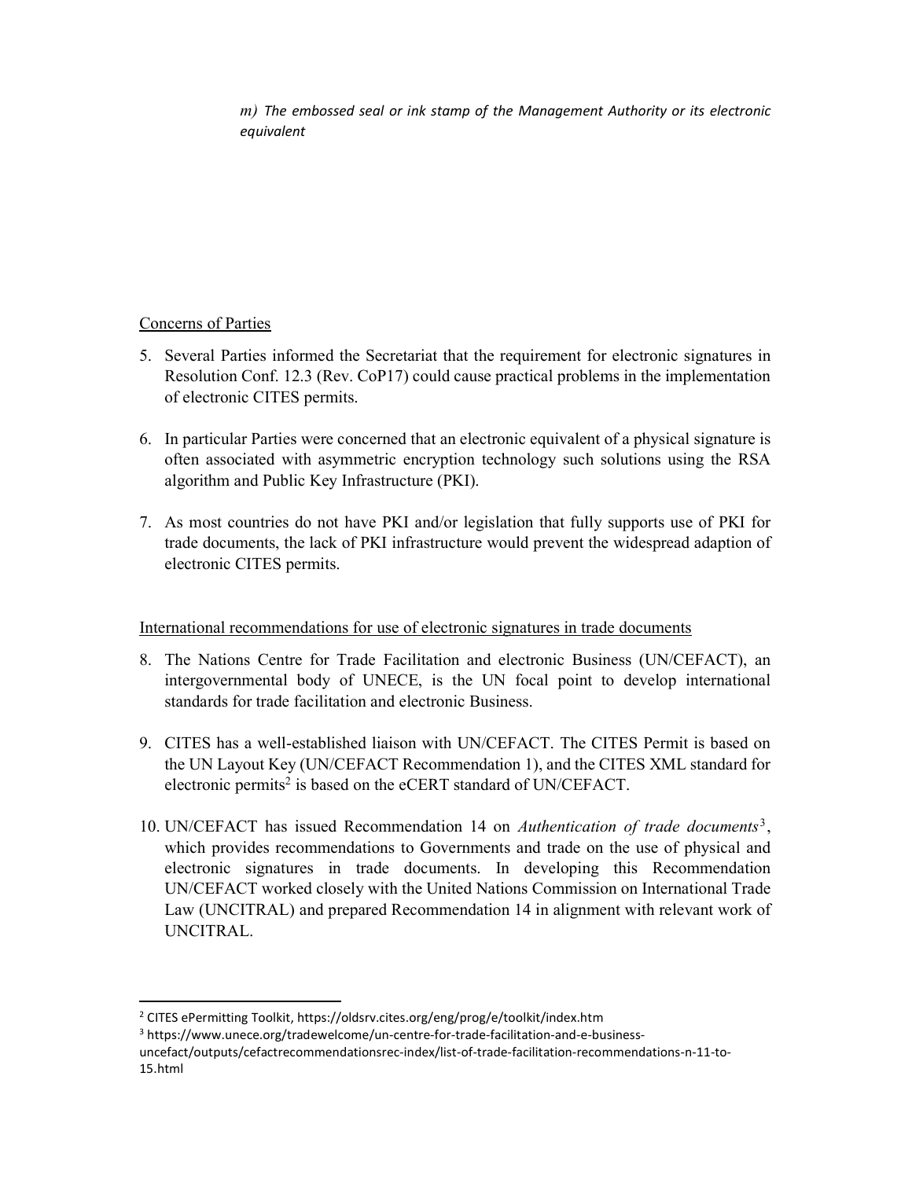*m) The embossed seal or ink stamp of the Management Authority or its electronic equivalent*

Concerns of Parties

5. Several Parties informed the Secretariat that the requirement for electronic signatures in Resolution Conf. 12.3 (Rev. CoP17) could cause practical problems in the implementation of electronic CITES permits.

6. In particular Parties were concerned that an electronic equivalent of a physical signature is often associated with asymmetric encryption technology such solutions using the RSA algorithm and Public Key Infrastructure (PKI).

7. As most countries do not have PKI and/or legislation that fully supports use of PKI for trade documents, the lack of PKI infrastructure would prevent the widespread adaption of electronic CITES permits.

International recommendations for use of electronic signatures in trade documents

8. The Nations Centre for Trade Facilitation and electronic Business (UN/CEFACT), an intergovernmental body of UNECE, is the UN focal point to develop international standards for trade facilitation and electronic Business.

9. CITES has a well-established liaison with UN/CEFACT. The CITES Permit is based on the UN Layout Key (UN/CEFACT Recommendation 1), and the CITES XML standard for electronic permits[2] is based on the eCERT standard of UN/CEFACT.

10. UN/CEFACT has issued Recommendation 14 on *Authentication of trade documents*[3], which provides recommendations to Governments and trade on the use of physical and electronic signatures in trade documents. In developing this Recommendation UN/CEFACT worked closely with the United Nations Commission on International Trade Law (UNCITRAL) and prepared Recommendation 14 in alignment with relevant work of UNCITRAL.

---

[2] CITES ePermitting Toolkit, https://oldsrv.cites.org/eng/prog/e/toolkit/index.htm

[3] https://www.unece.org/tradewelcome/un-centre-for-trade-facilitation-and-e-business-uncefact/outputs/cefactrecommendationsrec-index/list-of-trade-facilitation-recommendations-n-11-to-15.html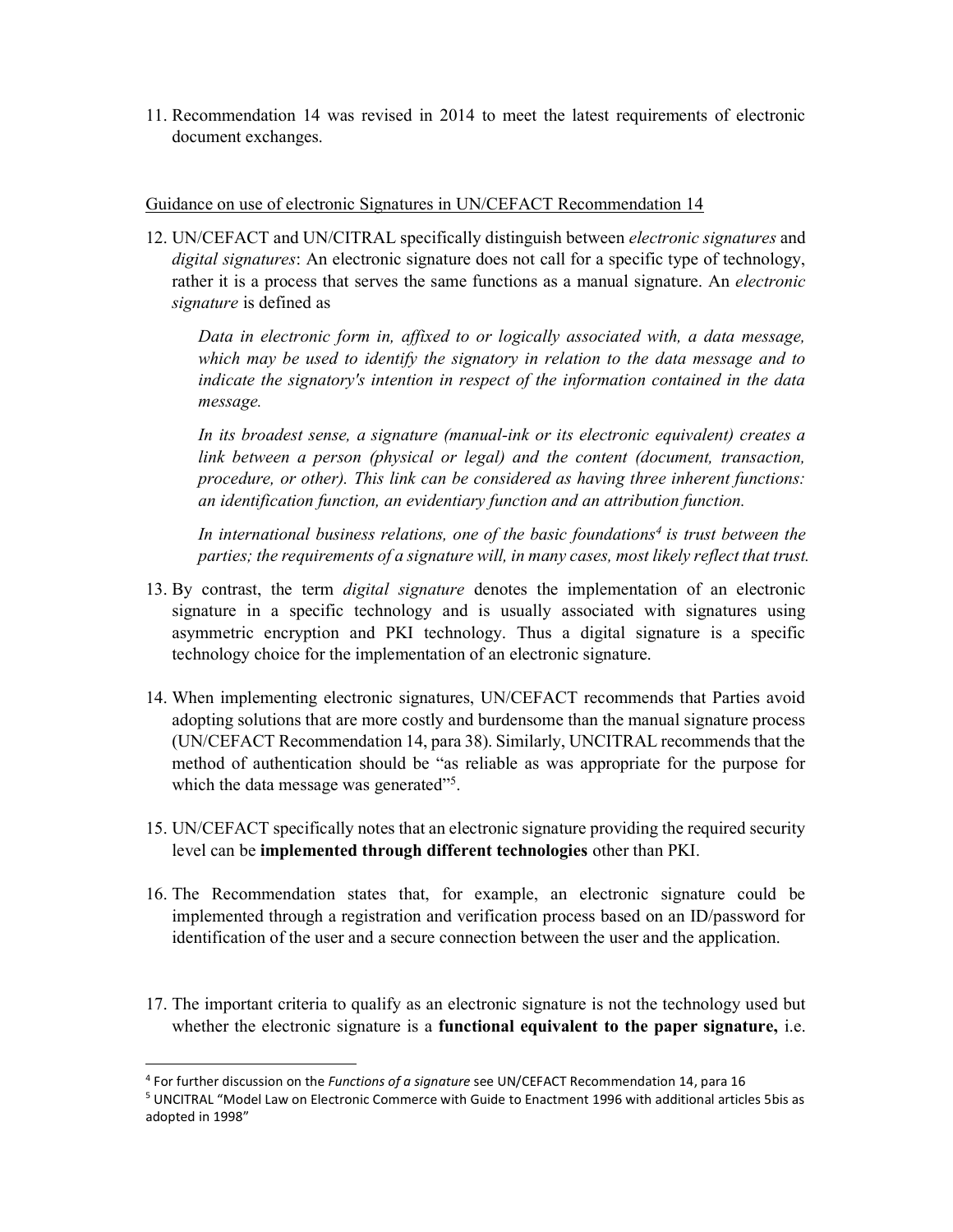11. Recommendation 14 was revised in 2014 to meet the latest requirements of electronic document exchanges.

Guidance on use of electronic Signatures in UN/CEFACT Recommendation 14

12. UN/CEFACT and UN/CITRAL specifically distinguish between *electronic signatures* and *digital signatures*: An electronic signature does not call for a specific type of technology, rather it is a process that serves the same functions as a manual signature. An *electronic signature* is defined as

    *Data in electronic form in, affixed to or logically associated with, a data message, which may be used to identify the signatory in relation to the data message and to indicate the signatory's intention in respect of the information contained in the data message.*

    *In its broadest sense, a signature (manual-ink or its electronic equivalent) creates a link between a person (physical or legal) and the content (document, transaction, procedure, or other). This link can be considered as having three inherent functions: an identification function, an evidentiary function and an attribution function.*

    *In international business relations, one of the basic foundations[4] is trust between the parties; the requirements of a signature will, in many cases, most likely reflect that trust.*

13. By contrast, the term *digital signature* denotes the implementation of an electronic signature in a specific technology and is usually associated with signatures using asymmetric encryption and PKI technology. Thus a digital signature is a specific technology choice for the implementation of an electronic signature.

14. When implementing electronic signatures, UN/CEFACT recommends that Parties avoid adopting solutions that are more costly and burdensome than the manual signature process (UN/CEFACT Recommendation 14, para 38). Similarly, UNCITRAL recommends that the method of authentication should be "as reliable as was appropriate for the purpose for which the data message was generated"[5].

15. UN/CEFACT specifically notes that an electronic signature providing the required security level can be **implemented through different technologies** other than PKI.

16. The Recommendation states that, for example, an electronic signature could be implemented through a registration and verification process based on an ID/password for identification of the user and a secure connection between the user and the application.

17. The important criteria to qualify as an electronic signature is not the technology used but whether the electronic signature is a **functional equivalent to the paper signature,** i.e.

---

[4] For further discussion on the *Functions of a signature* see UN/CEFACT Recommendation 14, para 16

[5] UNCITRAL "Model Law on Electronic Commerce with Guide to Enactment 1996 with additional articles 5bis as adopted in 1998"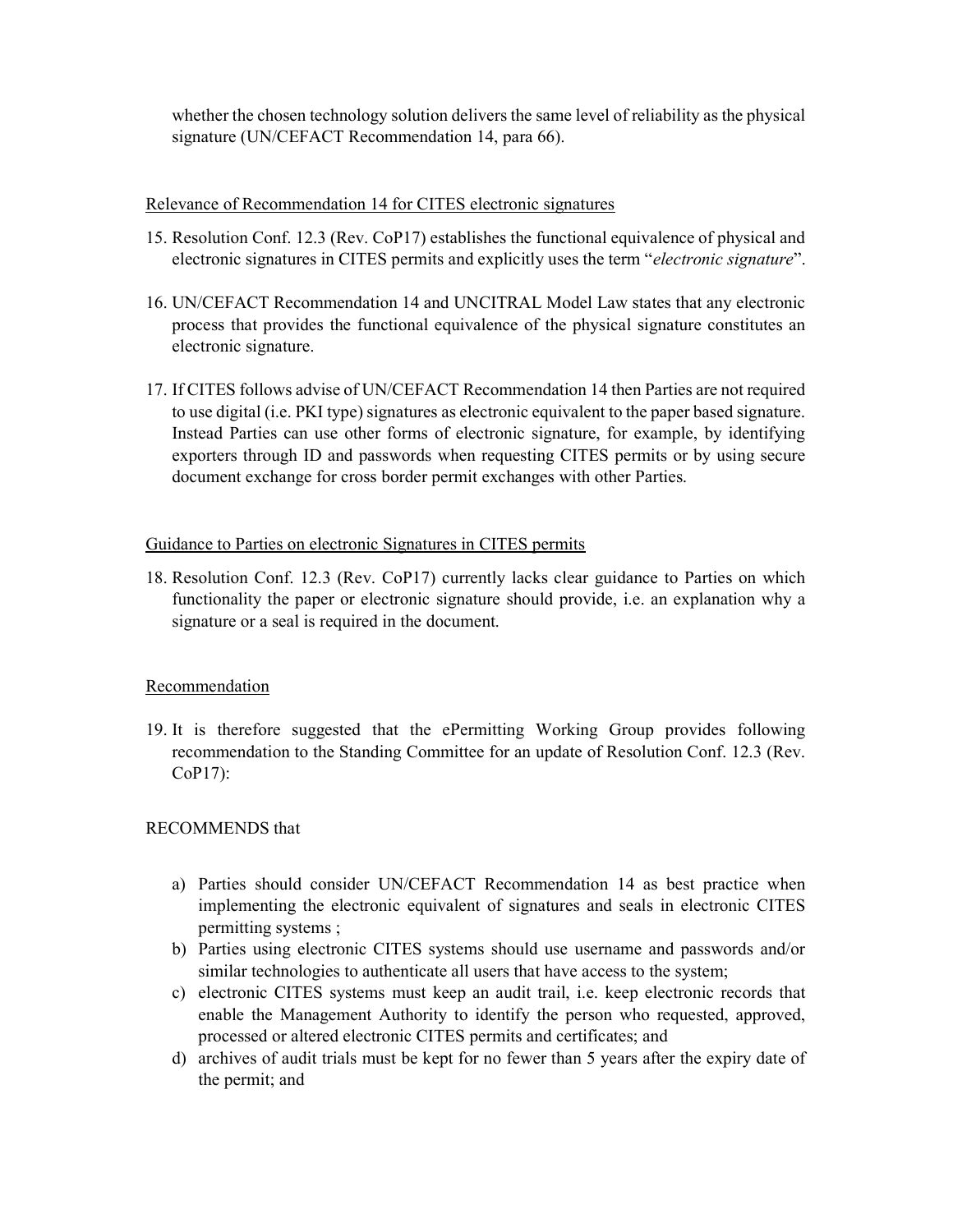whether the chosen technology solution delivers the same level of reliability as the physical signature (UN/CEFACT Recommendation 14, para 66).

Relevance of Recommendation 14 for CITES electronic signatures

15. Resolution Conf. 12.3 (Rev. CoP17) establishes the functional equivalence of physical and electronic signatures in CITES permits and explicitly uses the term "*electronic signature*".

16. UN/CEFACT Recommendation 14 and UNCITRAL Model Law states that any electronic process that provides the functional equivalence of the physical signature constitutes an electronic signature.

17. If CITES follows advise of UN/CEFACT Recommendation 14 then Parties are not required to use digital (i.e. PKI type) signatures as electronic equivalent to the paper based signature. Instead Parties can use other forms of electronic signature, for example, by identifying exporters through ID and passwords when requesting CITES permits or by using secure document exchange for cross border permit exchanges with other Parties.

Guidance to Parties on electronic Signatures in CITES permits

18. Resolution Conf. 12.3 (Rev. CoP17) currently lacks clear guidance to Parties on which functionality the paper or electronic signature should provide, i.e. an explanation why a signature or a seal is required in the document.

Recommendation

19. It is therefore suggested that the ePermitting Working Group provides following recommendation to the Standing Committee for an update of Resolution Conf. 12.3 (Rev. CoP17):

RECOMMENDS that

a) Parties should consider UN/CEFACT Recommendation 14 as best practice when implementing the electronic equivalent of signatures and seals in electronic CITES permitting systems ;
b) Parties using electronic CITES systems should use username and passwords and/or similar technologies to authenticate all users that have access to the system;
c) electronic CITES systems must keep an audit trail, i.e. keep electronic records that enable the Management Authority to identify the person who requested, approved, processed or altered electronic CITES permits and certificates; and
d) archives of audit trials must be kept for no fewer than 5 years after the expiry date of the permit; and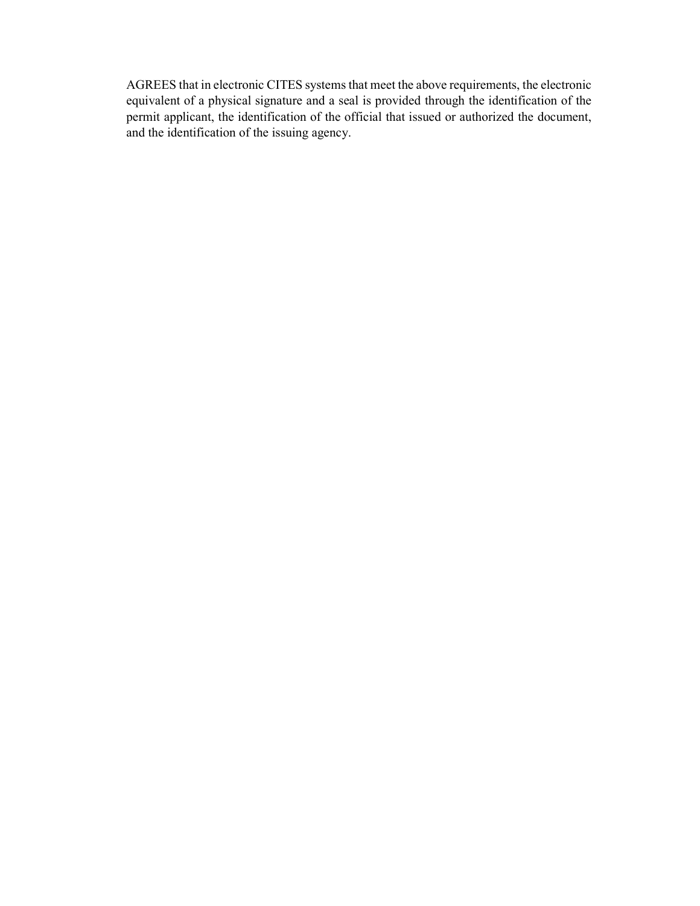AGREES that in electronic CITES systems that meet the above requirements, the electronic equivalent of a physical signature and a seal is provided through the identification of the permit applicant, the identification of the official that issued or authorized the document, and the identification of the issuing agency.